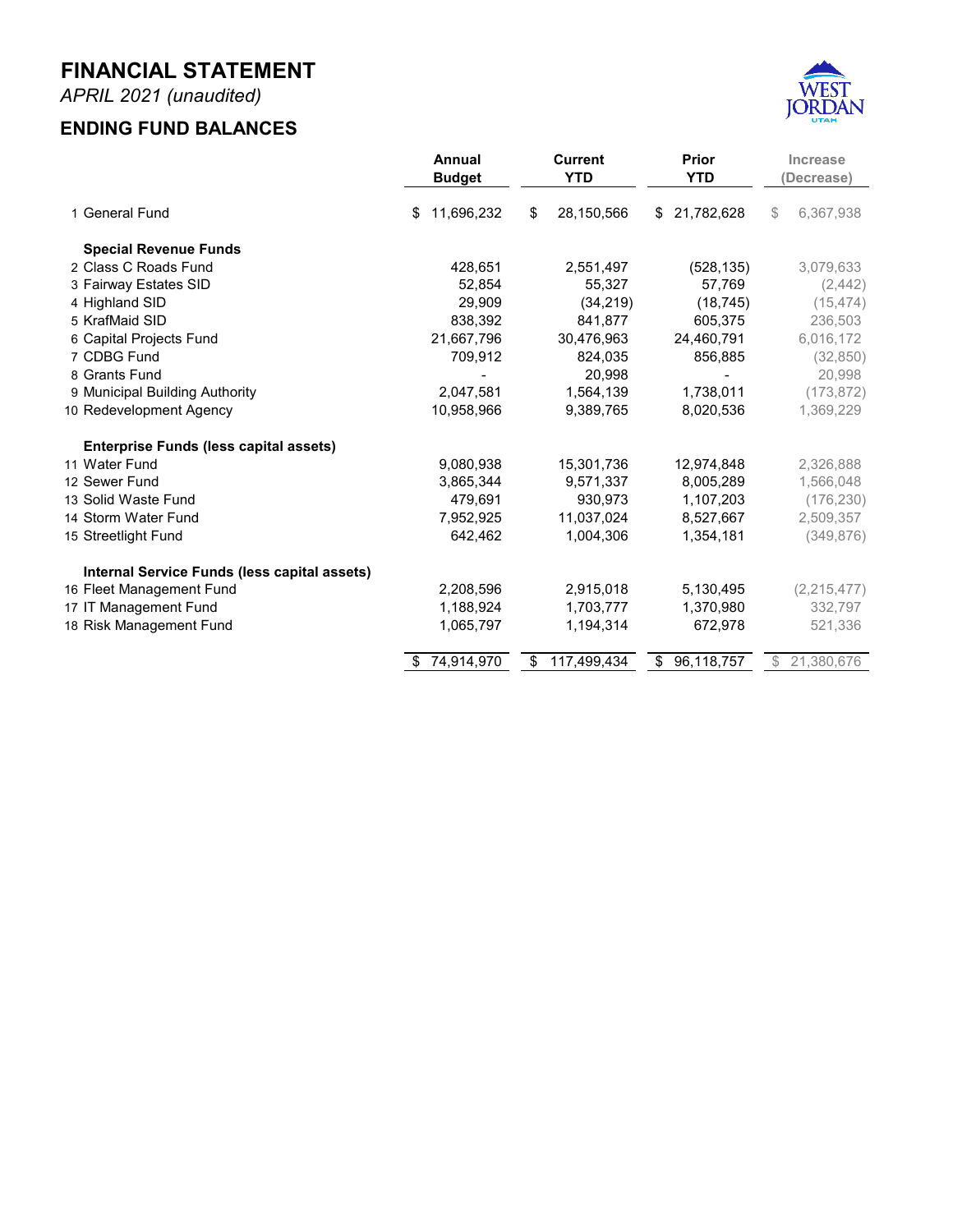# FINANCIAL STATEMENT

*APRIL 2021 (unaudited)*

## ENDING FUND BALANCES

| | Annual Budget | Current YTD | Prior YTD | Increase (Decrease) |
|---|---|---|---|---|
| 1 General Fund | $ 11,696,232 | $ 28,150,566 | $ 21,782,628 | $ 6,367,938 |
| **Special Revenue Funds** | | | | |
| 2 Class C Roads Fund | 428,651 | 2,551,497 | (528,135) | 3,079,633 |
| 3 Fairway Estates SID | 52,854 | 55,327 | 57,769 | (2,442) |
| 4 Highland SID | 29,909 | (34,219) | (18,745) | (15,474) |
| 5 KrafMaid SID | 838,392 | 841,877 | 605,375 | 236,503 |
| 6 Capital Projects Fund | 21,667,796 | 30,476,963 | 24,460,791 | 6,016,172 |
| 7 CDBG Fund | 709,912 | 824,035 | 856,885 | (32,850) |
| 8 Grants Fund | - | 20,998 | - | 20,998 |
| 9 Municipal Building Authority | 2,047,581 | 1,564,139 | 1,738,011 | (173,872) |
| 10 Redevelopment Agency | 10,958,966 | 9,389,765 | 8,020,536 | 1,369,229 |
| **Enterprise Funds (less capital assets)** | | | | |
| 11 Water Fund | 9,080,938 | 15,301,736 | 12,974,848 | 2,326,888 |
| 12 Sewer Fund | 3,865,344 | 9,571,337 | 8,005,289 | 1,566,048 |
| 13 Solid Waste Fund | 479,691 | 930,973 | 1,107,203 | (176,230) |
| 14 Storm Water Fund | 7,952,925 | 11,037,024 | 8,527,667 | 2,509,357 |
| 15 Streetlight Fund | 642,462 | 1,004,306 | 1,354,181 | (349,876) |
| **Internal Service Funds (less capital assets)** | | | | |
| 16 Fleet Management Fund | 2,208,596 | 2,915,018 | 5,130,495 | (2,215,477) |
| 17 IT Management Fund | 1,188,924 | 1,703,777 | 1,370,980 | 332,797 |
| 18 Risk Management Fund | 1,065,797 | 1,194,314 | 672,978 | 521,336 |
| | $ 74,914,970 | $ 117,499,434 | $ 96,118,757 | $ 21,380,676 |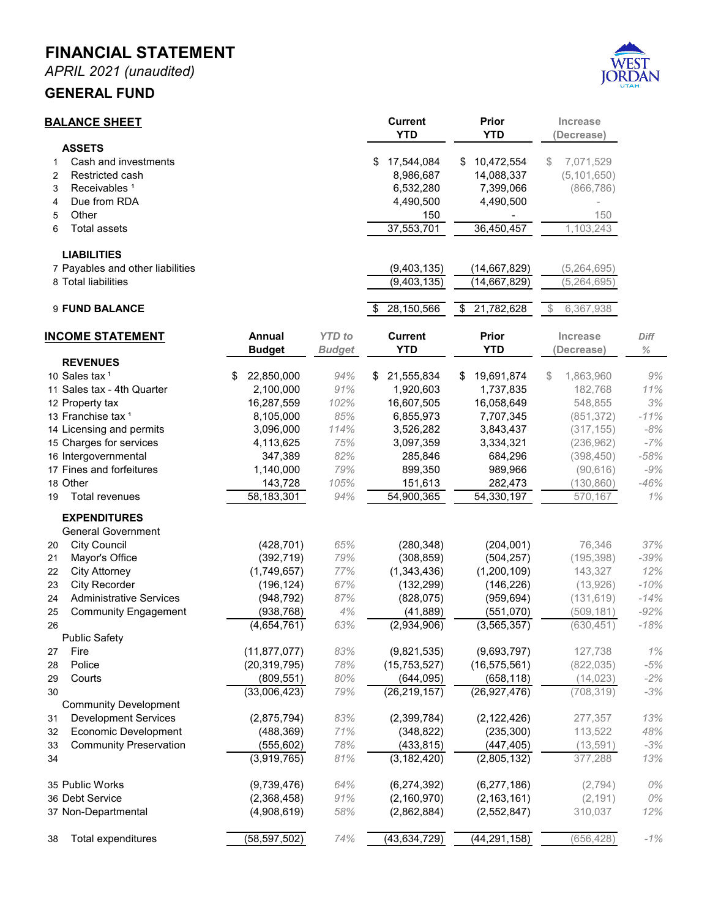# FINANCIAL STATEMENT

*APRIL 2021 (unaudited)*

## GENERAL FUND

### BALANCE SHEET

| | | Current YTD | Prior YTD | Increase (Decrease) |
|---|---|---|---|---|
| | **ASSETS** | | | |
| 1 | Cash and investments | $ 17,544,084 | $ 10,472,554 | $ 7,071,529 |
| 2 | Restricted cash | 8,986,687 | 14,088,337 | (5,101,650) |
| 3 | Receivables [1] | 6,532,280 | 7,399,066 | (866,786) |
| 4 | Due from RDA | 4,490,500 | 4,490,500 | - |
| 5 | Other | 150 | - | 150 |
| 6 | Total assets | 37,553,701 | 36,450,457 | 1,103,243 |
| | **LIABILITIES** | | | |
| 7 | Payables and other liabilities | (9,403,135) | (14,667,829) | (5,264,695) |
| 8 | Total liabilities | (9,403,135) | (14,667,829) | (5,264,695) |
| 9 | **FUND BALANCE** | $ 28,150,566 | $ 21,782,628 | $ 6,367,938 |

### INCOME STATEMENT

| | | Annual Budget | *YTD to Budget* | Current YTD | Prior YTD | Increase (Decrease) | *Diff %* |
|---|---|---|---|---|---|---|---|
| | **REVENUES** | | | | | | |
| 10 | Sales tax [1] | $ 22,850,000 | *94%* | $ 21,555,834 | $ 19,691,874 | $ 1,863,960 | *9%* |
| 11 | Sales tax - 4th Quarter | 2,100,000 | *91%* | 1,920,603 | 1,737,835 | 182,768 | *11%* |
| 12 | Property tax | 16,287,559 | *102%* | 16,607,505 | 16,058,649 | 548,855 | *3%* |
| 13 | Franchise tax [1] | 8,105,000 | *85%* | 6,855,973 | 7,707,345 | (851,372) | *-11%* |
| 14 | Licensing and permits | 3,096,000 | *114%* | 3,526,282 | 3,843,437 | (317,155) | *-8%* |
| 15 | Charges for services | 4,113,625 | *75%* | 3,097,359 | 3,334,321 | (236,962) | *-7%* |
| 16 | Intergovernmental | 347,389 | *82%* | 285,846 | 684,296 | (398,450) | *-58%* |
| 17 | Fines and forfeitures | 1,140,000 | *79%* | 899,350 | 989,966 | (90,616) | *-9%* |
| 18 | Other | 143,728 | *105%* | 151,613 | 282,473 | (130,860) | *-46%* |
| 19 | Total revenues | 58,183,301 | *94%* | 54,900,365 | 54,330,197 | 570,167 | *1%* |
| | **EXPENDITURES** | | | | | | |
| | General Government | | | | | | |
| 20 | City Council | (428,701) | *65%* | (280,348) | (204,001) | 76,346 | *37%* |
| 21 | Mayor's Office | (392,719) | *79%* | (308,859) | (504,257) | (195,398) | *-39%* |
| 22 | City Attorney | (1,749,657) | *77%* | (1,343,436) | (1,200,109) | 143,327 | *12%* |
| 23 | City Recorder | (196,124) | *67%* | (132,299) | (146,226) | (13,926) | *-10%* |
| 24 | Administrative Services | (948,792) | *87%* | (828,075) | (959,694) | (131,619) | *-14%* |
| 25 | Community Engagement | (938,768) | *4%* | (41,889) | (551,070) | (509,181) | *-92%* |
| 26 | | (4,654,761) | *63%* | (2,934,906) | (3,565,357) | (630,451) | *-18%* |
| | Public Safety | | | | | | |
| 27 | Fire | (11,877,077) | *83%* | (9,821,535) | (9,693,797) | 127,738 | *1%* |
| 28 | Police | (20,319,795) | *78%* | (15,753,527) | (16,575,561) | (822,035) | *-5%* |
| 29 | Courts | (809,551) | *80%* | (644,095) | (658,118) | (14,023) | *-2%* |
| 30 | | (33,006,423) | *79%* | (26,219,157) | (26,927,476) | (708,319) | *-3%* |
| | Community Development | | | | | | |
| 31 | Development Services | (2,875,794) | *83%* | (2,399,784) | (2,122,426) | 277,357 | *13%* |
| 32 | Economic Development | (488,369) | *71%* | (348,822) | (235,300) | 113,522 | *48%* |
| 33 | Community Preservation | (555,602) | *78%* | (433,815) | (447,405) | (13,591) | *-3%* |
| 34 | | (3,919,765) | *81%* | (3,182,420) | (2,805,132) | 377,288 | *13%* |
| 35 | Public Works | (9,739,476) | *64%* | (6,274,392) | (6,277,186) | (2,794) | *0%* |
| 36 | Debt Service | (2,368,458) | *91%* | (2,160,970) | (2,163,161) | (2,191) | *0%* |
| 37 | Non-Departmental | (4,908,619) | *58%* | (2,862,884) | (2,552,847) | 310,037 | *12%* |
| 38 | Total expenditures | (58,597,502) | *74%* | (43,634,729) | (44,291,158) | (656,428) | *-1%* |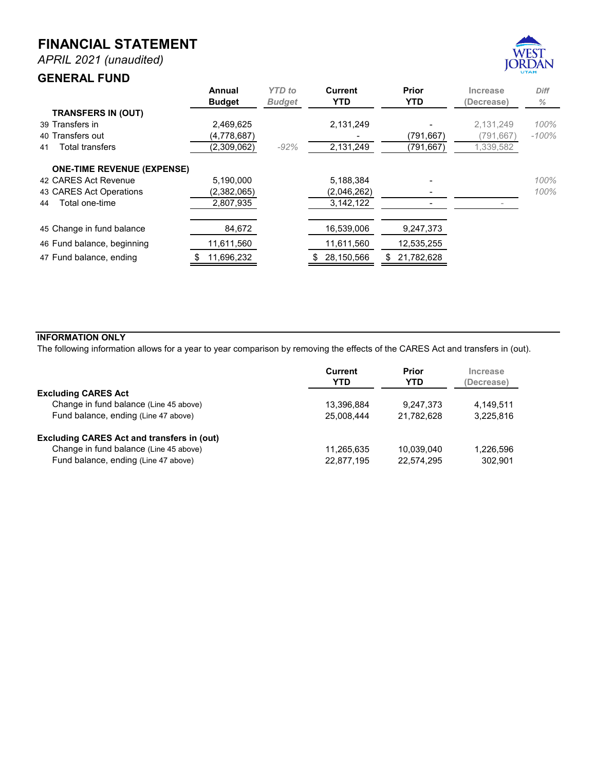# FINANCIAL STATEMENT

*APRIL 2021 (unaudited)*

## GENERAL FUND

| | Annual Budget | *YTD to Budget* | Current YTD | Prior YTD | Increase (Decrease) | *Diff %* |
|---|---|---|---|---|---|---|
| **TRANSFERS IN (OUT)** | | | | | | |
| 39 Transfers in | 2,469,625 | | 2,131,249 | - | 2,131,249 | *100%* |
| 40 Transfers out | (4,778,687) | | - | (791,667) | (791,667) | *-100%* |
| 41 Total transfers | (2,309,062) | *-92%* | 2,131,249 | (791,667) | 1,339,582 | |
| **ONE-TIME REVENUE (EXPENSE)** | | | | | | |
| 42 CARES Act Revenue | 5,190,000 | | 5,188,384 | - | | *100%* |
| 43 CARES Act Operations | (2,382,065) | | (2,046,262) | - | | *100%* |
| 44 Total one-time | 2,807,935 | | 3,142,122 | - | - | |
| 45 Change in fund balance | 84,672 | | 16,539,006 | 9,247,373 | | |
| 46 Fund balance, beginning | 11,611,560 | | 11,611,560 | 12,535,255 | | |
| 47 Fund balance, ending | $ 11,696,232 | | $ 28,150,566 | $ 21,782,628 | | |

**INFORMATION ONLY**

The following information allows for a year to year comparison by removing the effects of the CARES Act and transfers in (out).

| | Current YTD | Prior YTD | Increase (Decrease) |
|---|---|---|---|
| **Excluding CARES Act** | | | |
| Change in fund balance (Line 45 above) | 13,396,884 | 9,247,373 | 4,149,511 |
| Fund balance, ending (Line 47 above) | 25,008,444 | 21,782,628 | 3,225,816 |
| **Excluding CARES Act and transfers in (out)** | | | |
| Change in fund balance (Line 45 above) | 11,265,635 | 10,039,040 | 1,226,596 |
| Fund balance, ending (Line 47 above) | 22,877,195 | 22,574,295 | 302,901 |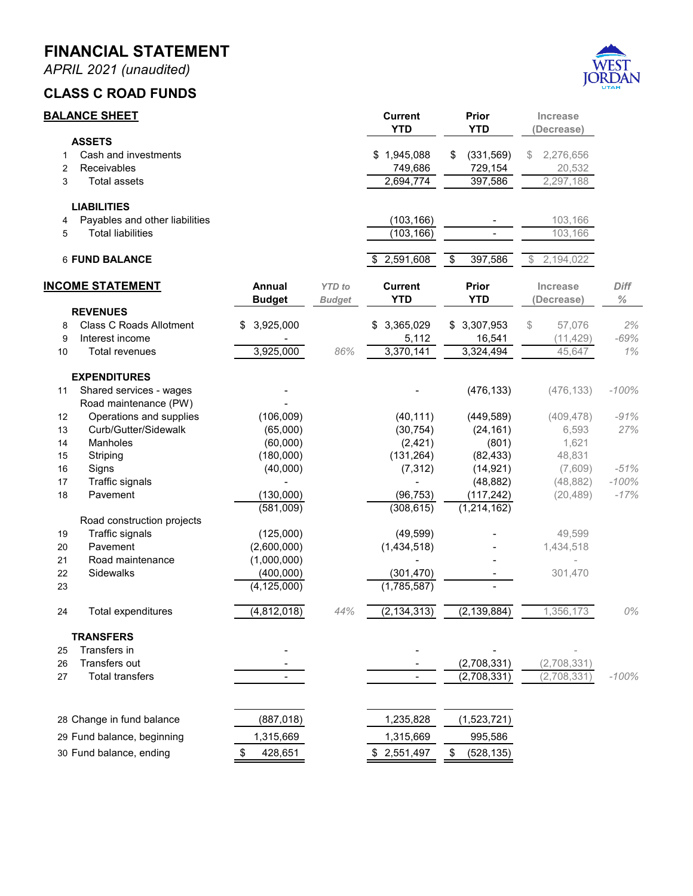# FINANCIAL STATEMENT

*APRIL 2021 (unaudited)*

## CLASS C ROAD FUNDS

**BALANCE SHEET**

| | | Current YTD | Prior YTD | Increase (Decrease) |
|---|---|---|---|---|
| | **ASSETS** | | | |
| 1 | Cash and investments | $ 1,945,088 | $ (331,569) | $ 2,276,656 |
| 2 | Receivables | 749,686 | 729,154 | 20,532 |
| 3 | Total assets | 2,694,774 | 397,586 | 2,297,188 |
| | **LIABILITIES** | | | |
| 4 | Payables and other liabilities | (103,166) | - | 103,166 |
| 5 | Total liabilities | (103,166) | - | 103,166 |
| 6 | **FUND BALANCE** | $ 2,591,608 | $ 397,586 | $ 2,194,022 |

**INCOME STATEMENT**

| | | Annual Budget | *YTD to Budget* | Current YTD | Prior YTD | Increase (Decrease) | *Diff %* |
|---|---|---|---|---|---|---|---|
| | **REVENUES** | | | | | | |
| 8 | Class C Roads Allotment | $ 3,925,000 | | $ 3,365,029 | $ 3,307,953 | $ 57,076 | *2%* |
| 9 | Interest income | - | | 5,112 | 16,541 | (11,429) | *-69%* |
| 10 | Total revenues | 3,925,000 | *86%* | 3,370,141 | 3,324,494 | 45,647 | *1%* |
| | **EXPENDITURES** | | | | | | |
| 11 | Shared services - wages | - | | - | (476,133) | (476,133) | *-100%* |
| | Road maintenance (PW) | - | | | | | |
| 12 | Operations and supplies | (106,009) | | (40,111) | (449,589) | (409,478) | *-91%* |
| 13 | Curb/Gutter/Sidewalk | (65,000) | | (30,754) | (24,161) | 6,593 | *27%* |
| 14 | Manholes | (60,000) | | (2,421) | (801) | 1,621 | |
| 15 | Striping | (180,000) | | (131,264) | (82,433) | 48,831 | |
| 16 | Signs | (40,000) | | (7,312) | (14,921) | (7,609) | *-51%* |
| 17 | Traffic signals | - | | - | (48,882) | (48,882) | *-100%* |
| 18 | Pavement | (130,000) | | (96,753) | (117,242) | (20,489) | *-17%* |
| | | (581,009) | | (308,615) | (1,214,162) | | |
| | Road construction projects | | | | | | |
| 19 | Traffic signals | (125,000) | | (49,599) | - | 49,599 | |
| 20 | Pavement | (2,600,000) | | (1,434,518) | - | 1,434,518 | |
| 21 | Road maintenance | (1,000,000) | | - | - | - | |
| 22 | Sidewalks | (400,000) | | (301,470) | - | 301,470 | |
| 23 | | (4,125,000) | | (1,785,587) | - | | |
| 24 | Total expenditures | (4,812,018) | *44%* | (2,134,313) | (2,139,884) | 1,356,173 | *0%* |
| | **TRANSFERS** | | | | | | |
| 25 | Transfers in | - | | - | - | - | |
| 26 | Transfers out | - | | - | (2,708,331) | (2,708,331) | |
| 27 | Total transfers | - | | - | (2,708,331) | (2,708,331) | *-100%* |
| 28 | Change in fund balance | (887,018) | | 1,235,828 | (1,523,721) | | |
| 29 | Fund balance, beginning | 1,315,669 | | 1,315,669 | 995,586 | | |
| 30 | Fund balance, ending | $ 428,651 | | $ 2,551,497 | $ (528,135) | | |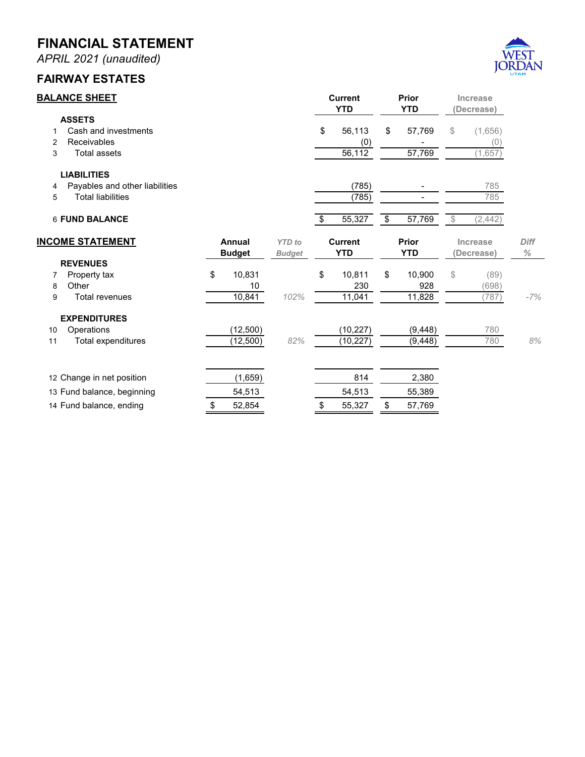# FINANCIAL STATEMENT

*APRIL 2021 (unaudited)*

## FAIRWAY ESTATES

| BALANCE SHEET | Current YTD | Prior YTD | Increase (Decrease) |
|---|---|---|---|
| **ASSETS** | | | |
| 1 Cash and investments | $ 56,113 | $ 57,769 | $ (1,656) |
| 2 Receivables | (0) | - | (0) |
| 3 Total assets | 56,112 | 57,769 | (1,657) |
| **LIABILITIES** | | | |
| 4 Payables and other liabilities | (785) | - | 785 |
| 5 Total liabilities | (785) | - | 785 |
| 6 **FUND BALANCE** | $ 55,327 | $ 57,769 | $ (2,442) |

| INCOME STATEMENT | Annual Budget | *YTD to Budget* | Current YTD | Prior YTD | Increase (Decrease) | *Diff %* |
|---|---|---|---|---|---|---|
| **REVENUES** | | | | | | |
| 7 Property tax | $ 10,831 | | $ 10,811 | $ 10,900 | $ (89) | |
| 8 Other | 10 | | 230 | 928 | (698) | |
| 9 Total revenues | 10,841 | *102%* | 11,041 | 11,828 | (787) | *-7%* |
| **EXPENDITURES** | | | | | | |
| 10 Operations | (12,500) | | (10,227) | (9,448) | 780 | |
| 11 Total expenditures | (12,500) | *82%* | (10,227) | (9,448) | 780 | *8%* |
| 12 Change in net position | (1,659) | | 814 | 2,380 | | |
| 13 Fund balance, beginning | 54,513 | | 54,513 | 55,389 | | |
| 14 Fund balance, ending | $ 52,854 | | $ 55,327 | $ 57,769 | | |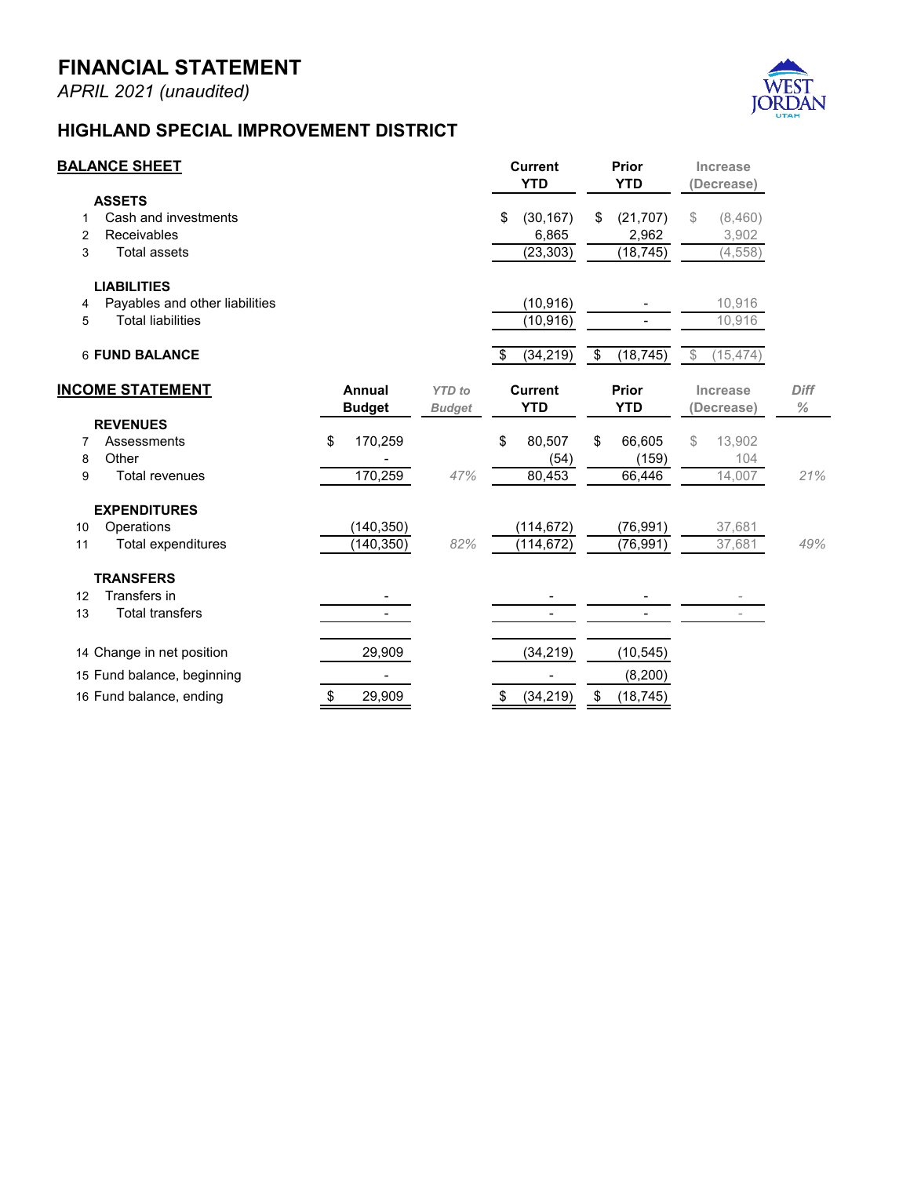# FINANCIAL STATEMENT

*APRIL 2021 (unaudited)*

## HIGHLAND SPECIAL IMPROVEMENT DISTRICT

| | **BALANCE SHEET** | **Current YTD** | **Prior YTD** | Increase (Decrease) |
|---|---|---|---|---|
| | **ASSETS** | | | |
| 1 | Cash and investments | $ (30,167) | $ (21,707) | $ (8,460) |
| 2 | Receivables | 6,865 | 2,962 | 3,902 |
| 3 | Total assets | (23,303) | (18,745) | (4,558) |
| | **LIABILITIES** | | | |
| 4 | Payables and other liabilities | (10,916) | - | 10,916 |
| 5 | Total liabilities | (10,916) | - | 10,916 |
| 6 | **FUND BALANCE** | $ (34,219) | $ (18,745) | $ (15,474) |

| | **INCOME STATEMENT** | **Annual Budget** | *YTD to Budget* | **Current YTD** | **Prior YTD** | Increase (Decrease) | *Diff %* |
|---|---|---|---|---|---|---|---|
| | **REVENUES** | | | | | | |
| 7 | Assessments | $ 170,259 | | $ 80,507 | $ 66,605 | $ 13,902 | |
| 8 | Other | - | | (54) | (159) | 104 | |
| 9 | Total revenues | 170,259 | *47%* | 80,453 | 66,446 | 14,007 | *21%* |
| | **EXPENDITURES** | | | | | | |
| 10 | Operations | (140,350) | | (114,672) | (76,991) | 37,681 | |
| 11 | Total expenditures | (140,350) | *82%* | (114,672) | (76,991) | 37,681 | *49%* |
| | **TRANSFERS** | | | | | | |
| 12 | Transfers in | - | | - | - | - | |
| 13 | Total transfers | - | | - | - | - | |
| 14 | Change in net position | 29,909 | | (34,219) | (10,545) | | |
| 15 | Fund balance, beginning | - | | - | (8,200) | | |
| 16 | Fund balance, ending | $ 29,909 | | $ (34,219) | $ (18,745) | | |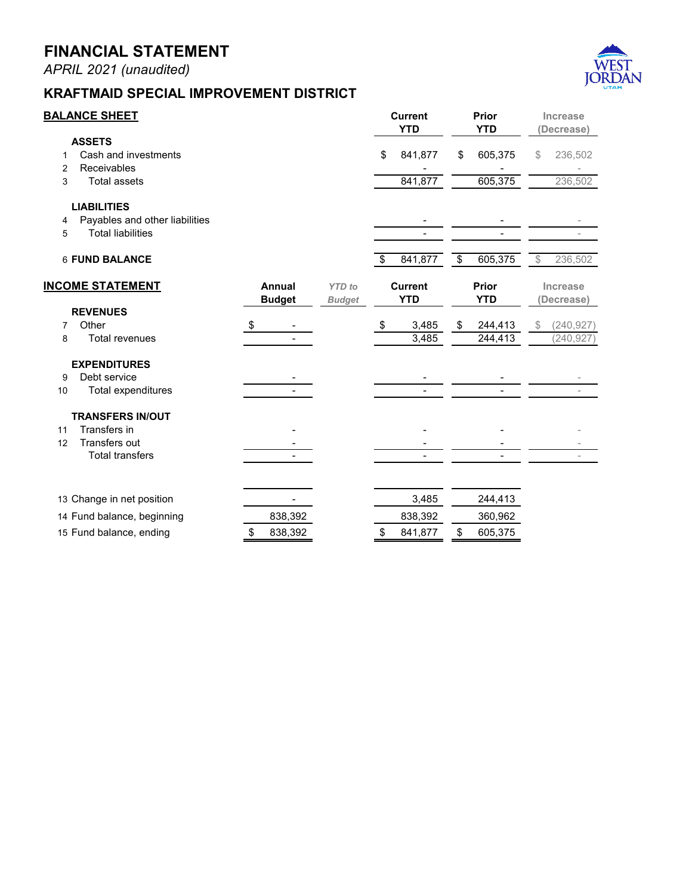# FINANCIAL STATEMENT

*APRIL 2021 (unaudited)*

## KRAFTMAID SPECIAL IMPROVEMENT DISTRICT

### BALANCE SHEET

| | | Current YTD | Prior YTD | Increase (Decrease) |
|---|---|---|---|---|
| | **ASSETS** | | | |
| 1 | Cash and investments | $ 841,877 | $ 605,375 | $ 236,502 |
| 2 | Receivables | - | - | - |
| 3 | Total assets | 841,877 | 605,375 | 236,502 |
| | **LIABILITIES** | | | |
| 4 | Payables and other liabilities | - | - | - |
| 5 | Total liabilities | - | - | - |
| 6 | **FUND BALANCE** | $ 841,877 | $ 605,375 | $ 236,502 |

### INCOME STATEMENT

| | | Annual Budget | *YTD to Budget* | Current YTD | Prior YTD | Increase (Decrease) |
|---|---|---|---|---|---|---|
| | **REVENUES** | | | | | |
| 7 | Other | $ - | | $ 3,485 | $ 244,413 | $ (240,927) |
| 8 | Total revenues | - | | 3,485 | 244,413 | (240,927) |
| | **EXPENDITURES** | | | | | |
| 9 | Debt service | - | | - | - | - |
| 10 | Total expenditures | - | | - | - | - |
| | **TRANSFERS IN/OUT** | | | | | |
| 11 | Transfers in | - | | - | - | - |
| 12 | Transfers out | - | | - | - | - |
| | Total transfers | - | | - | - | - |
| 13 | Change in net position | - | | 3,485 | 244,413 | |
| 14 | Fund balance, beginning | 838,392 | | 838,392 | 360,962 | |
| 15 | Fund balance, ending | $ 838,392 | | $ 841,877 | $ 605,375 | |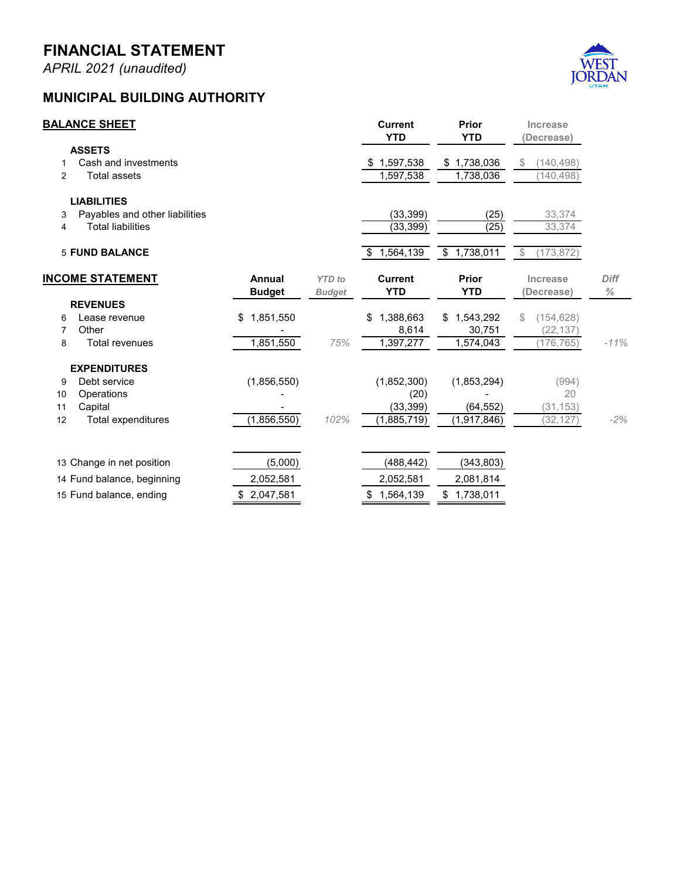# FINANCIAL STATEMENT

*APRIL 2021 (unaudited)*

## MUNICIPAL BUILDING AUTHORITY

| | **BALANCE SHEET** | **Current YTD** | **Prior YTD** | **Increase (Decrease)** |
|---|---|---|---|---|
| | **ASSETS** | | | |
| 1 | Cash and investments | $ 1,597,538 | $ 1,738,036 | $ (140,498) |
| 2 | Total assets | 1,597,538 | 1,738,036 | (140,498) |
| | **LIABILITIES** | | | |
| 3 | Payables and other liabilities | (33,399) | (25) | 33,374 |
| 4 | Total liabilities | (33,399) | (25) | 33,374 |
| 5 | **FUND BALANCE** | $ 1,564,139 | $ 1,738,011 | $ (173,872) |

| | **INCOME STATEMENT** | **Annual Budget** | *YTD to Budget* | **Current YTD** | **Prior YTD** | **Increase (Decrease)** | *Diff %* |
|---|---|---|---|---|---|---|---|
| | **REVENUES** | | | | | | |
| 6 | Lease revenue | $ 1,851,550 | | $ 1,388,663 | $ 1,543,292 | $ (154,628) | |
| 7 | Other | - | | 8,614 | 30,751 | (22,137) | |
| 8 | Total revenues | 1,851,550 | 75% | 1,397,277 | 1,574,043 | (176,765) | -11% |
| | **EXPENDITURES** | | | | | | |
| 9 | Debt service | (1,856,550) | | (1,852,300) | (1,853,294) | (994) | |
| 10 | Operations | - | | (20) | - | 20 | |
| 11 | Capital | - | | (33,399) | (64,552) | (31,153) | |
| 12 | Total expenditures | (1,856,550) | 102% | (1,885,719) | (1,917,846) | (32,127) | -2% |
| 13 | Change in net position | (5,000) | | (488,442) | (343,803) | | |
| 14 | Fund balance, beginning | 2,052,581 | | 2,052,581 | 2,081,814 | | |
| 15 | Fund balance, ending | $ 2,047,581 | | $ 1,564,139 | $ 1,738,011 | | |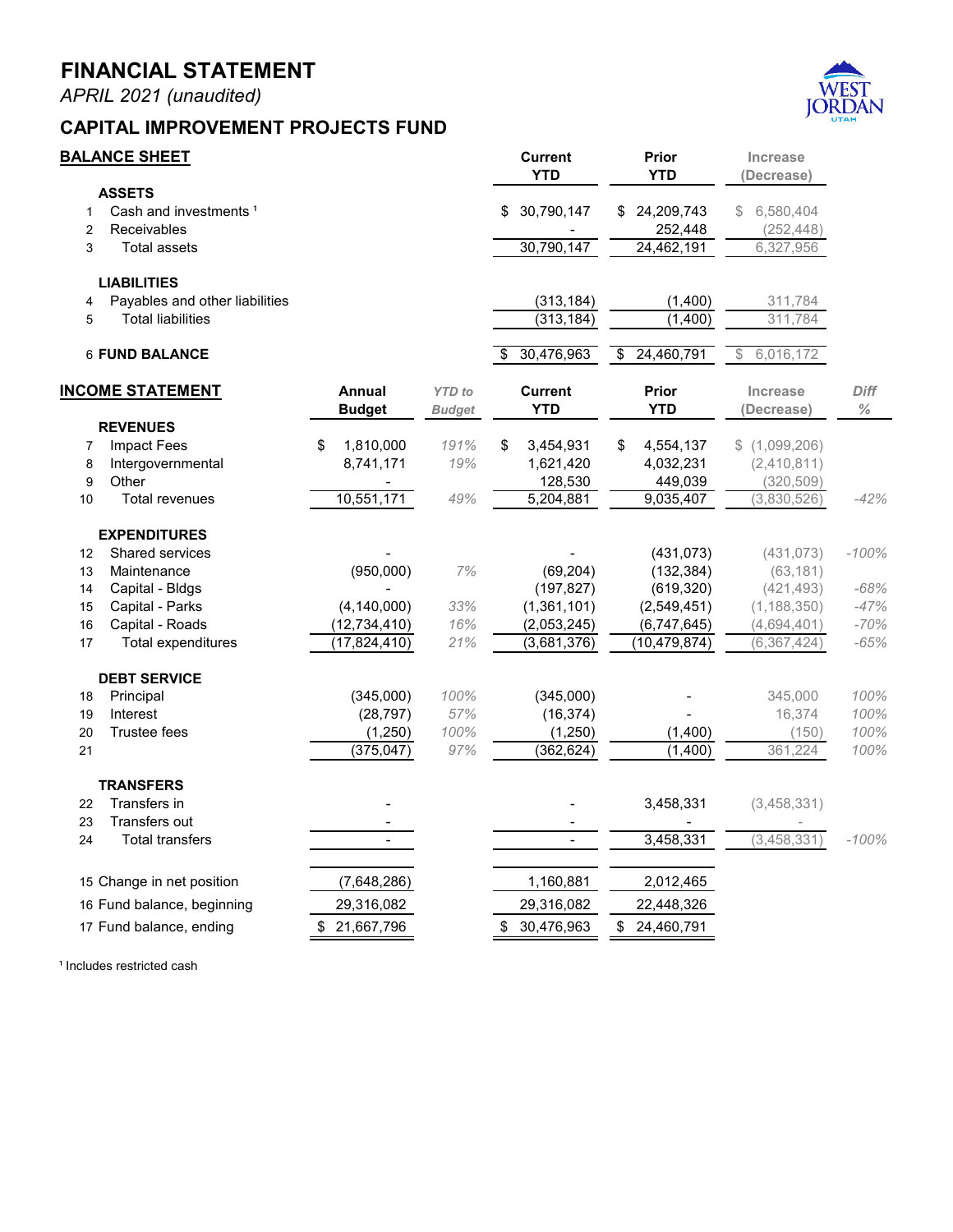# FINANCIAL STATEMENT

*APRIL 2021 (unaudited)*

## CAPITAL IMPROVEMENT PROJECTS FUND

### BALANCE SHEET

| | | Current YTD | Prior YTD | Increase (Decrease) |
|---|---|---|---|---|
| | **ASSETS** | | | |
| 1 | Cash and investments [1] | $ 30,790,147 | $ 24,209,743 | $ 6,580,404 |
| 2 | Receivables | - | 252,448 | (252,448) |
| 3 | Total assets | 30,790,147 | 24,462,191 | 6,327,956 |
| | **LIABILITIES** | | | |
| 4 | Payables and other liabilities | (313,184) | (1,400) | 311,784 |
| 5 | Total liabilities | (313,184) | (1,400) | 311,784 |
| 6 | **FUND BALANCE** | $ 30,476,963 | $ 24,460,791 | $ 6,016,172 |

### INCOME STATEMENT

| | | Annual Budget | *YTD to Budget* | Current YTD | Prior YTD | Increase (Decrease) | *Diff %* |
|---|---|---|---|---|---|---|---|
| | **REVENUES** | | | | | | |
| 7 | Impact Fees | $ 1,810,000 | *191%* | $ 3,454,931 | $ 4,554,137 | $ (1,099,206) | |
| 8 | Intergovernmental | 8,741,171 | *19%* | 1,621,420 | 4,032,231 | (2,410,811) | |
| 9 | Other | - | | 128,530 | 449,039 | (320,509) | |
| 10 | Total revenues | 10,551,171 | *49%* | 5,204,881 | 9,035,407 | (3,830,526) | *-42%* |
| | **EXPENDITURES** | | | | | | |
| 12 | Shared services | - | | - | (431,073) | (431,073) | *-100%* |
| 13 | Maintenance | (950,000) | *7%* | (69,204) | (132,384) | (63,181) | |
| 14 | Capital - Bldgs | - | | (197,827) | (619,320) | (421,493) | *-68%* |
| 15 | Capital - Parks | (4,140,000) | *33%* | (1,361,101) | (2,549,451) | (1,188,350) | *-47%* |
| 16 | Capital - Roads | (12,734,410) | *16%* | (2,053,245) | (6,747,645) | (4,694,401) | *-70%* |
| 17 | Total expenditures | (17,824,410) | *21%* | (3,681,376) | (10,479,874) | (6,367,424) | *-65%* |
| | **DEBT SERVICE** | | | | | | |
| 18 | Principal | (345,000) | *100%* | (345,000) | - | 345,000 | *100%* |
| 19 | Interest | (28,797) | *57%* | (16,374) | - | 16,374 | *100%* |
| 20 | Trustee fees | (1,250) | *100%* | (1,250) | (1,400) | (150) | *100%* |
| 21 | | (375,047) | *97%* | (362,624) | (1,400) | 361,224 | *100%* |
| | **TRANSFERS** | | | | | | |
| 22 | Transfers in | - | | - | 3,458,331 | (3,458,331) | |
| 23 | Transfers out | - | | - | - | - | |
| 24 | Total transfers | - | | - | 3,458,331 | (3,458,331) | *-100%* |
| 15 | Change in net position | (7,648,286) | | 1,160,881 | 2,012,465 | | |
| 16 | Fund balance, beginning | 29,316,082 | | 29,316,082 | 22,448,326 | | |
| 17 | Fund balance, ending | $ 21,667,796 | | $ 30,476,963 | $ 24,460,791 | | |

[1] Includes restricted cash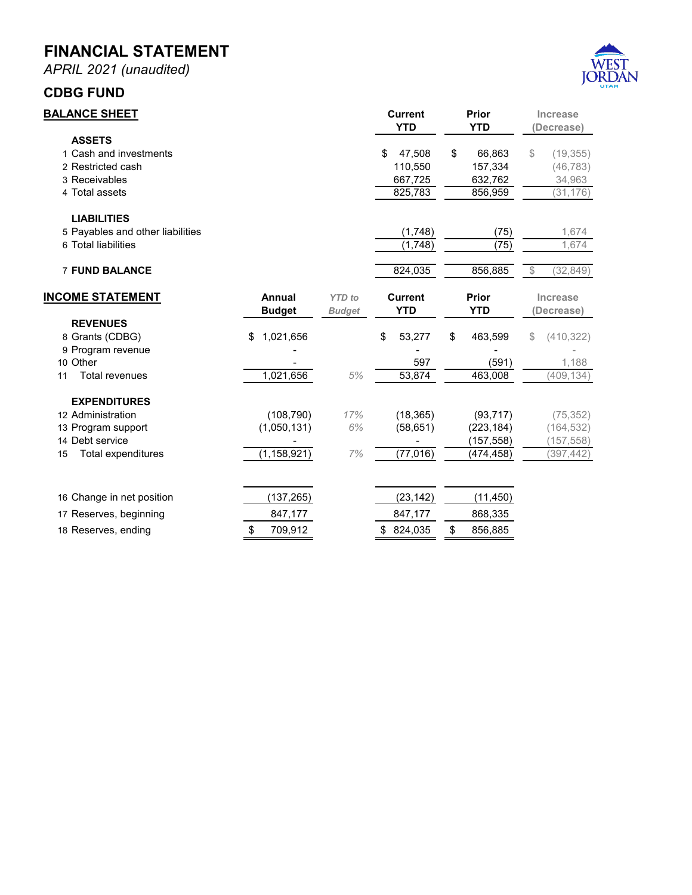# FINANCIAL STATEMENT

*APRIL 2021 (unaudited)*

## CDBG FUND

| BALANCE SHEET | Current YTD | Prior YTD | Increase (Decrease) |
|---|---|---|---|
| **ASSETS** | | | |
| 1 Cash and investments | $ 47,508 | $ 66,863 | $ (19,355) |
| 2 Restricted cash | 110,550 | 157,334 | (46,783) |
| 3 Receivables | 667,725 | 632,762 | 34,963 |
| 4 Total assets | 825,783 | 856,959 | (31,176) |
| **LIABILITIES** | | | |
| 5 Payables and other liabilities | (1,748) | (75) | 1,674 |
| 6 Total liabilities | (1,748) | (75) | 1,674 |
| 7 **FUND BALANCE** | 824,035 | 856,885 | $ (32,849) |

| INCOME STATEMENT | Annual Budget | *YTD to Budget* | Current YTD | Prior YTD | Increase (Decrease) |
|---|---|---|---|---|---|
| **REVENUES** | | | | | |
| 8 Grants (CDBG) | $ 1,021,656 | | $ 53,277 | $ 463,599 | $ (410,322) |
| 9 Program revenue | - | | - | - | - |
| 10 Other | - | | 597 | (591) | 1,188 |
| 11 Total revenues | 1,021,656 | *5%* | 53,874 | 463,008 | (409,134) |
| **EXPENDITURES** | | | | | |
| 12 Administration | (108,790) | *17%* | (18,365) | (93,717) | (75,352) |
| 13 Program support | (1,050,131) | *6%* | (58,651) | (223,184) | (164,532) |
| 14 Debt service | - | | - | (157,558) | (157,558) |
| 15 Total expenditures | (1,158,921) | *7%* | (77,016) | (474,458) | (397,442) |
| 16 Change in net position | (137,265) | | (23,142) | (11,450) | |
| 17 Reserves, beginning | 847,177 | | 847,177 | 868,335 | |
| 18 Reserves, ending | $ 709,912 | | $ 824,035 | $ 856,885 | |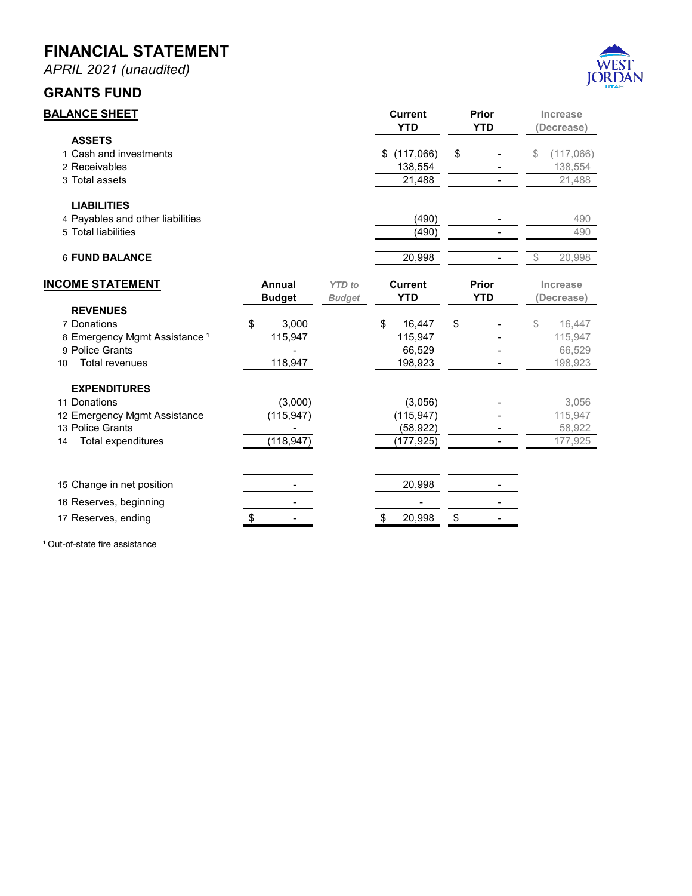# FINANCIAL STATEMENT

*APRIL 2021 (unaudited)*

## GRANTS FUND

### BALANCE SHEET

| | Current YTD | Prior YTD | Increase (Decrease) |
|---|---|---|---|
| **ASSETS** | | | |
| 1 Cash and investments | $ (117,066) | $ - | $ (117,066) |
| 2 Receivables | 138,554 | - | 138,554 |
| 3 Total assets | 21,488 | - | 21,488 |
| **LIABILITIES** | | | |
| 4 Payables and other liabilities | (490) | - | 490 |
| 5 Total liabilities | (490) | - | 490 |
| 6 **FUND BALANCE** | 20,998 | - | $ 20,998 |

### INCOME STATEMENT

| | Annual Budget | *YTD to Budget* | Current YTD | Prior YTD | Increase (Decrease) |
|---|---|---|---|---|---|
| **REVENUES** | | | | | |
| 7 Donations | $ 3,000 | | $ 16,447 | $ - | $ 16,447 |
| 8 Emergency Mgmt Assistance [1] | 115,947 | | 115,947 | - | 115,947 |
| 9 Police Grants | - | | 66,529 | - | 66,529 |
| 10 Total revenues | 118,947 | | 198,923 | - | 198,923 |
| **EXPENDITURES** | | | | | |
| 11 Donations | (3,000) | | (3,056) | - | 3,056 |
| 12 Emergency Mgmt Assistance | (115,947) | | (115,947) | - | 115,947 |
| 13 Police Grants | - | | (58,922) | - | 58,922 |
| 14 Total expenditures | (118,947) | | (177,925) | - | 177,925 |
| 15 Change in net position | - | | 20,998 | - | |
| 16 Reserves, beginning | - | | - | - | |
| 17 Reserves, ending | $ - | | $ 20,998 | $ - | |

[1] Out-of-state fire assistance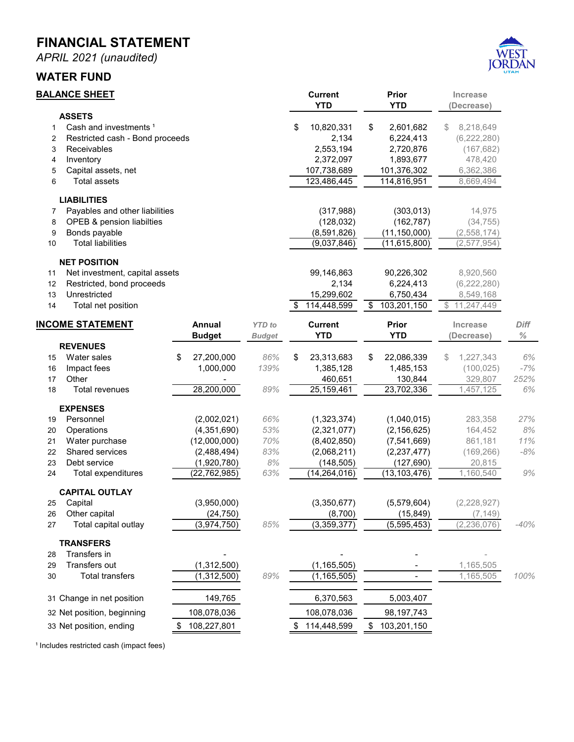# FINANCIAL STATEMENT

*APRIL 2021 (unaudited)*

## WATER FUND

### BALANCE SHEET

| | | Current YTD | Prior YTD | Increase (Decrease) |
|---|---|---|---|---|
| | **ASSETS** | | | |
| 1 | Cash and investments [1] | $ 10,820,331 | $ 2,601,682 | $ 8,218,649 |
| 2 | Restricted cash - Bond proceeds | 2,134 | 6,224,413 | (6,222,280) |
| 3 | Receivables | 2,553,194 | 2,720,876 | (167,682) |
| 4 | Inventory | 2,372,097 | 1,893,677 | 478,420 |
| 5 | Capital assets, net | 107,738,689 | 101,376,302 | 6,362,386 |
| 6 | Total assets | 123,486,445 | 114,816,951 | 8,669,494 |
| | **LIABILITIES** | | | |
| 7 | Payables and other liabilities | (317,988) | (303,013) | 14,975 |
| 8 | OPEB & pension liabilties | (128,032) | (162,787) | (34,755) |
| 9 | Bonds payable | (8,591,826) | (11,150,000) | (2,558,174) |
| 10 | Total liabilities | (9,037,846) | (11,615,800) | (2,577,954) |
| | **NET POSITION** | | | |
| 11 | Net investment, capital assets | 99,146,863 | 90,226,302 | 8,920,560 |
| 12 | Restricted, bond proceeds | 2,134 | 6,224,413 | (6,222,280) |
| 13 | Unrestricted | 15,299,602 | 6,750,434 | 8,549,168 |
| 14 | Total net position | $ 114,448,599 | $ 103,201,150 | $ 11,247,449 |

### INCOME STATEMENT

| | | Annual Budget | *YTD to Budget* | Current YTD | Prior YTD | Increase (Decrease) | *Diff %* |
|---|---|---|---|---|---|---|---|
| | **REVENUES** | | | | | | |
| 15 | Water sales | $ 27,200,000 | *86%* | $ 23,313,683 | $ 22,086,339 | $ 1,227,343 | *6%* |
| 16 | Impact fees | 1,000,000 | *139%* | 1,385,128 | 1,485,153 | (100,025) | *-7%* |
| 17 | Other | - | | 460,651 | 130,844 | 329,807 | *252%* |
| 18 | Total revenues | 28,200,000 | *89%* | 25,159,461 | 23,702,336 | 1,457,125 | *6%* |
| | **EXPENSES** | | | | | | |
| 19 | Personnel | (2,002,021) | *66%* | (1,323,374) | (1,040,015) | 283,358 | *27%* |
| 20 | Operations | (4,351,690) | *53%* | (2,321,077) | (2,156,625) | 164,452 | *8%* |
| 21 | Water purchase | (12,000,000) | *70%* | (8,402,850) | (7,541,669) | 861,181 | *11%* |
| 22 | Shared services | (2,488,494) | *83%* | (2,068,211) | (2,237,477) | (169,266) | *-8%* |
| 23 | Debt service | (1,920,780) | *8%* | (148,505) | (127,690) | 20,815 | |
| 24 | Total expenditures | (22,762,985) | *63%* | (14,264,016) | (13,103,476) | 1,160,540 | *9%* |
| | **CAPITAL OUTLAY** | | | | | | |
| 25 | Capital | (3,950,000) | | (3,350,677) | (5,579,604) | (2,228,927) | |
| 26 | Other capital | (24,750) | | (8,700) | (15,849) | (7,149) | |
| 27 | Total capital outlay | (3,974,750) | *85%* | (3,359,377) | (5,595,453) | (2,236,076) | *-40%* |
| | **TRANSFERS** | | | | | | |
| 28 | Transfers in | - | | - | - | - | |
| 29 | Transfers out | (1,312,500) | | (1,165,505) | - | 1,165,505 | |
| 30 | Total transfers | (1,312,500) | *89%* | (1,165,505) | - | 1,165,505 | *100%* |
| 31 | Change in net position | 149,765 | | 6,370,563 | 5,003,407 | | |
| 32 | Net position, beginning | 108,078,036 | | 108,078,036 | 98,197,743 | | |
| 33 | Net position, ending | $ 108,227,801 | | $ 114,448,599 | $ 103,201,150 | | |

[1] Includes restricted cash (impact fees)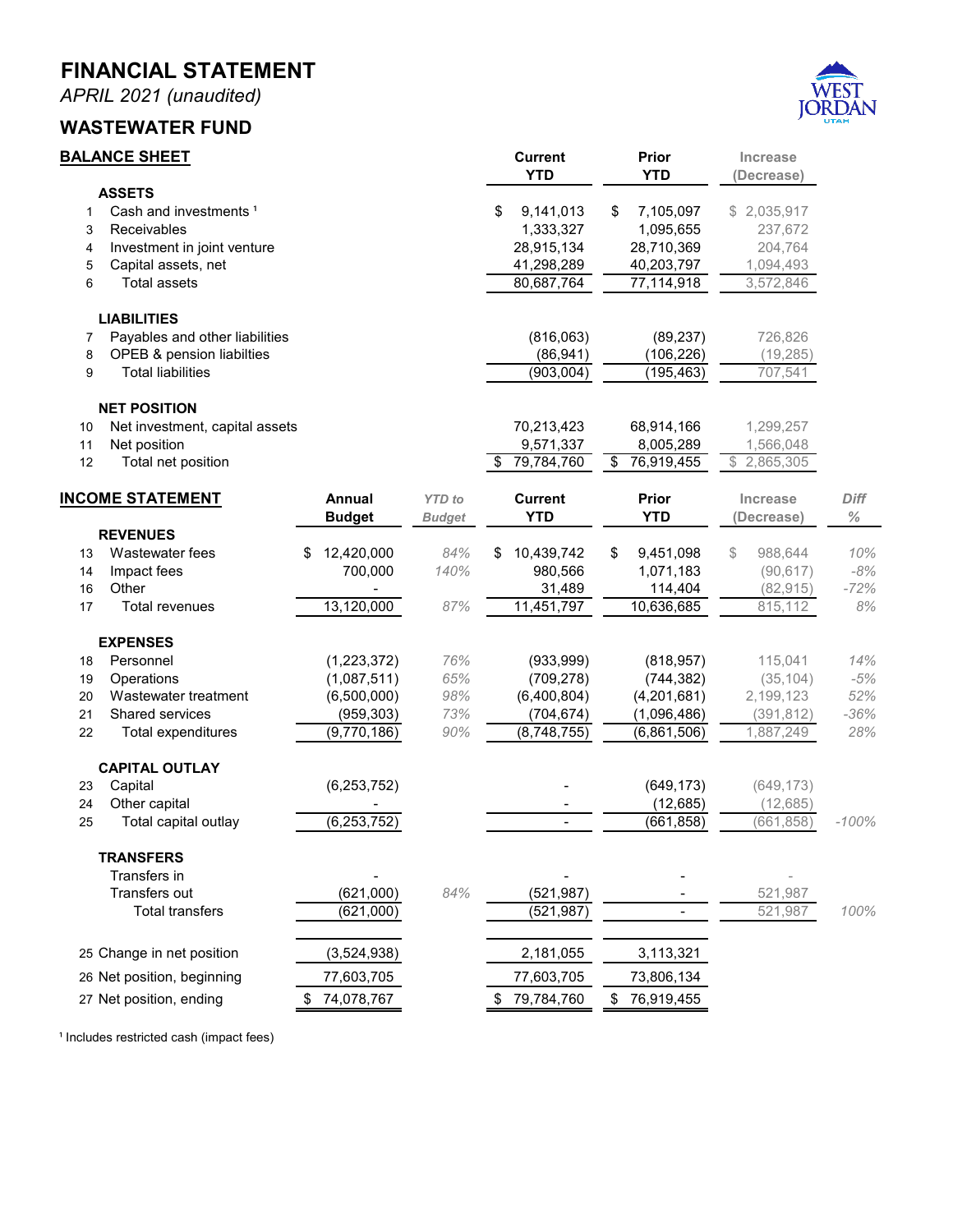# FINANCIAL STATEMENT

*APRIL 2021 (unaudited)*

## WASTEWATER FUND

### BALANCE SHEET

| | | Current YTD | Prior YTD | Increase (Decrease) |
|---|---|---|---|---|
| | **ASSETS** | | | |
| 1 | Cash and investments [1] | $ 9,141,013 | $ 7,105,097 | $ 2,035,917 |
| 3 | Receivables | 1,333,327 | 1,095,655 | 237,672 |
| 4 | Investment in joint venture | 28,915,134 | 28,710,369 | 204,764 |
| 5 | Capital assets, net | 41,298,289 | 40,203,797 | 1,094,493 |
| 6 | Total assets | 80,687,764 | 77,114,918 | 3,572,846 |
| | **LIABILITIES** | | | |
| 7 | Payables and other liabilities | (816,063) | (89,237) | 726,826 |
| 8 | OPEB & pension liabilties | (86,941) | (106,226) | (19,285) |
| 9 | Total liabilities | (903,004) | (195,463) | 707,541 |
| | **NET POSITION** | | | |
| 10 | Net investment, capital assets | 70,213,423 | 68,914,166 | 1,299,257 |
| 11 | Net position | 9,571,337 | 8,005,289 | 1,566,048 |
| 12 | Total net position | $ 79,784,760 | $ 76,919,455 | $ 2,865,305 |

### INCOME STATEMENT

| | | Annual Budget | *YTD to Budget* | Current YTD | Prior YTD | Increase (Decrease) | *Diff %* |
|---|---|---|---|---|---|---|---|
| | **REVENUES** | | | | | | |
| 13 | Wastewater fees | $ 12,420,000 | *84%* | $ 10,439,742 | $ 9,451,098 | $ 988,644 | *10%* |
| 14 | Impact fees | 700,000 | *140%* | 980,566 | 1,071,183 | (90,617) | *-8%* |
| 16 | Other | - | | 31,489 | 114,404 | (82,915) | *-72%* |
| 17 | Total revenues | 13,120,000 | *87%* | 11,451,797 | 10,636,685 | 815,112 | *8%* |
| | **EXPENSES** | | | | | | |
| 18 | Personnel | (1,223,372) | *76%* | (933,999) | (818,957) | 115,041 | *14%* |
| 19 | Operations | (1,087,511) | *65%* | (709,278) | (744,382) | (35,104) | *-5%* |
| 20 | Wastewater treatment | (6,500,000) | *98%* | (6,400,804) | (4,201,681) | 2,199,123 | *52%* |
| 21 | Shared services | (959,303) | *73%* | (704,674) | (1,096,486) | (391,812) | *-36%* |
| 22 | Total expenditures | (9,770,186) | *90%* | (8,748,755) | (6,861,506) | 1,887,249 | *28%* |
| | **CAPITAL OUTLAY** | | | | | | |
| 23 | Capital | (6,253,752) | | - | (649,173) | (649,173) | |
| 24 | Other capital | - | | - | (12,685) | (12,685) | |
| 25 | Total capital outlay | (6,253,752) | | - | (661,858) | (661,858) | *-100%* |
| | **TRANSFERS** | | | | | | |
| | Transfers in | - | | - | - | - | |
| | Transfers out | (621,000) | *84%* | (521,987) | - | 521,987 | |
| | Total transfers | (621,000) | | (521,987) | - | 521,987 | *100%* |
| 25 | Change in net position | (3,524,938) | | 2,181,055 | 3,113,321 | | |
| 26 | Net position, beginning | 77,603,705 | | 77,603,705 | 73,806,134 | | |
| 27 | Net position, ending | $ 74,078,767 | | $ 79,784,760 | $ 76,919,455 | | |

[1] Includes restricted cash (impact fees)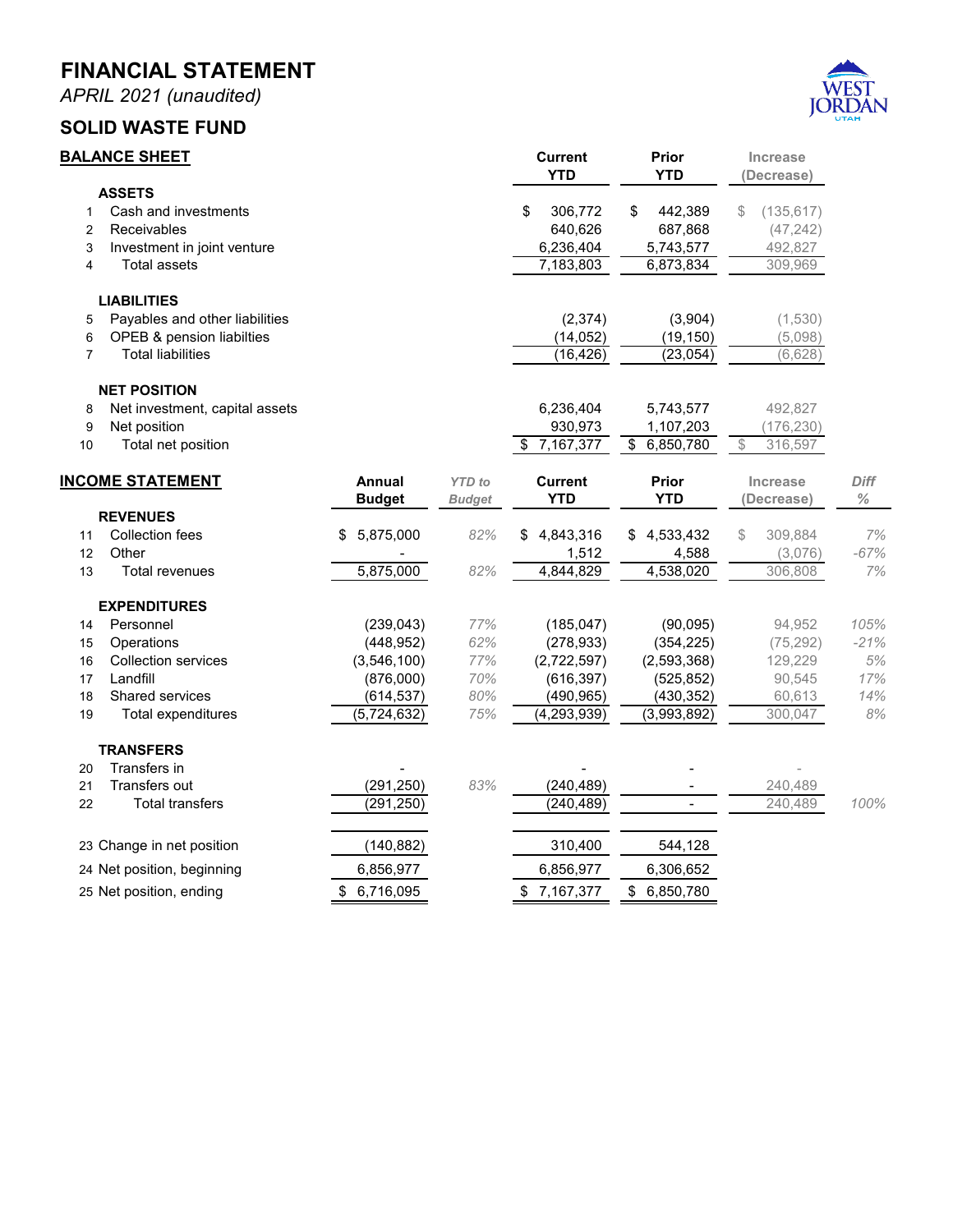# FINANCIAL STATEMENT

*APRIL 2021 (unaudited)*

## SOLID WASTE FUND

**BALANCE SHEET**

| | | Current YTD | Prior YTD | Increase (Decrease) |
|---|---|---|---|---|
| | **ASSETS** | | | |
| 1 | Cash and investments | $ 306,772 | $ 442,389 | $ (135,617) |
| 2 | Receivables | 640,626 | 687,868 | (47,242) |
| 3 | Investment in joint venture | 6,236,404 | 5,743,577 | 492,827 |
| 4 | Total assets | 7,183,803 | 6,873,834 | 309,969 |
| | **LIABILITIES** | | | |
| 5 | Payables and other liabilities | (2,374) | (3,904) | (1,530) |
| 6 | OPEB & pension liabilties | (14,052) | (19,150) | (5,098) |
| 7 | Total liabilities | (16,426) | (23,054) | (6,628) |
| | **NET POSITION** | | | |
| 8 | Net investment, capital assets | 6,236,404 | 5,743,577 | 492,827 |
| 9 | Net position | 930,973 | 1,107,203 | (176,230) |
| 10 | Total net position | $ 7,167,377 | $ 6,850,780 | $ 316,597 |

**INCOME STATEMENT**

| | | Annual Budget | *YTD to Budget* | Current YTD | Prior YTD | Increase (Decrease) | *Diff %* |
|---|---|---|---|---|---|---|---|
| | **REVENUES** | | | | | | |
| 11 | Collection fees | $ 5,875,000 | *82%* | $ 4,843,316 | $ 4,533,432 | $ 309,884 | *7%* |
| 12 | Other | - | | 1,512 | 4,588 | (3,076) | *-67%* |
| 13 | Total revenues | 5,875,000 | *82%* | 4,844,829 | 4,538,020 | 306,808 | *7%* |
| | **EXPENDITURES** | | | | | | |
| 14 | Personnel | (239,043) | *77%* | (185,047) | (90,095) | 94,952 | *105%* |
| 15 | Operations | (448,952) | *62%* | (278,933) | (354,225) | (75,292) | *-21%* |
| 16 | Collection services | (3,546,100) | *77%* | (2,722,597) | (2,593,368) | 129,229 | *5%* |
| 17 | Landfill | (876,000) | *70%* | (616,397) | (525,852) | 90,545 | *17%* |
| 18 | Shared services | (614,537) | *80%* | (490,965) | (430,352) | 60,613 | *14%* |
| 19 | Total expenditures | (5,724,632) | *75%* | (4,293,939) | (3,993,892) | 300,047 | *8%* |
| | **TRANSFERS** | | | | | | |
| 20 | Transfers in | - | | - | - | - | |
| 21 | Transfers out | (291,250) | *83%* | (240,489) | - | 240,489 | |
| 22 | Total transfers | (291,250) | | (240,489) | - | 240,489 | *100%* |
| 23 | Change in net position | (140,882) | | 310,400 | 544,128 | | |
| 24 | Net position, beginning | 6,856,977 | | 6,856,977 | 6,306,652 | | |
| 25 | Net position, ending | $ 6,716,095 | | $ 7,167,377 | $ 6,850,780 | | |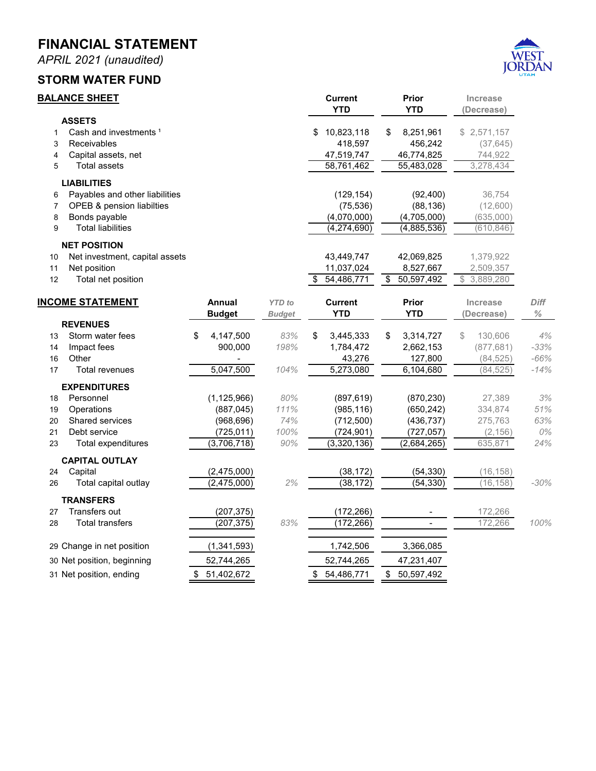# FINANCIAL STATEMENT

*APRIL 2021 (unaudited)*

## STORM WATER FUND

### BALANCE SHEET

| | | Current YTD | Prior YTD | Increase (Decrease) |
|---|---|---|---|---|
| | **ASSETS** | | | |
| 1 | Cash and investments [1] | $ 10,823,118 | $ 8,251,961 | $ 2,571,157 |
| 3 | Receivables | 418,597 | 456,242 | (37,645) |
| 4 | Capital assets, net | 47,519,747 | 46,774,825 | 744,922 |
| 5 | Total assets | 58,761,462 | 55,483,028 | 3,278,434 |
| | **LIABILITIES** | | | |
| 6 | Payables and other liabilities | (129,154) | (92,400) | 36,754 |
| 7 | OPEB & pension liabilties | (75,536) | (88,136) | (12,600) |
| 8 | Bonds payable | (4,070,000) | (4,705,000) | (635,000) |
| 9 | Total liabilities | (4,274,690) | (4,885,536) | (610,846) |
| | **NET POSITION** | | | |
| 10 | Net investment, capital assets | 43,449,747 | 42,069,825 | 1,379,922 |
| 11 | Net position | 11,037,024 | 8,527,667 | 2,509,357 |
| 12 | Total net position | $ 54,486,771 | $ 50,597,492 | $ 3,889,280 |

### INCOME STATEMENT

| | | Annual Budget | *YTD to Budget* | Current YTD | Prior YTD | Increase (Decrease) | *Diff %* |
|---|---|---|---|---|---|---|---|
| | **REVENUES** | | | | | | |
| 13 | Storm water fees | $ 4,147,500 | *83%* | $ 3,445,333 | $ 3,314,727 | $ 130,606 | *4%* |
| 14 | Impact fees | 900,000 | *198%* | 1,784,472 | 2,662,153 | (877,681) | *-33%* |
| 16 | Other | - | | 43,276 | 127,800 | (84,525) | *-66%* |
| 17 | Total revenues | 5,047,500 | *104%* | 5,273,080 | 6,104,680 | (84,525) | *-14%* |
| | **EXPENDITURES** | | | | | | |
| 18 | Personnel | (1,125,966) | *80%* | (897,619) | (870,230) | 27,389 | *3%* |
| 19 | Operations | (887,045) | *111%* | (985,116) | (650,242) | 334,874 | *51%* |
| 20 | Shared services | (968,696) | *74%* | (712,500) | (436,737) | 275,763 | *63%* |
| 21 | Debt service | (725,011) | *100%* | (724,901) | (727,057) | (2,156) | *0%* |
| 23 | Total expenditures | (3,706,718) | *90%* | (3,320,136) | (2,684,265) | 635,871 | *24%* |
| | **CAPITAL OUTLAY** | | | | | | |
| 24 | Capital | (2,475,000) | | (38,172) | (54,330) | (16,158) | |
| 26 | Total capital outlay | (2,475,000) | *2%* | (38,172) | (54,330) | (16,158) | *-30%* |
| | **TRANSFERS** | | | | | | |
| 27 | Transfers out | (207,375) | | (172,266) | - | 172,266 | |
| 28 | Total transfers | (207,375) | *83%* | (172,266) | - | 172,266 | *100%* |
| 29 | Change in net position | (1,341,593) | | 1,742,506 | 3,366,085 | | |
| 30 | Net position, beginning | 52,744,265 | | 52,744,265 | 47,231,407 | | |
| 31 | Net position, ending | $ 51,402,672 | | $ 54,486,771 | $ 50,597,492 | | |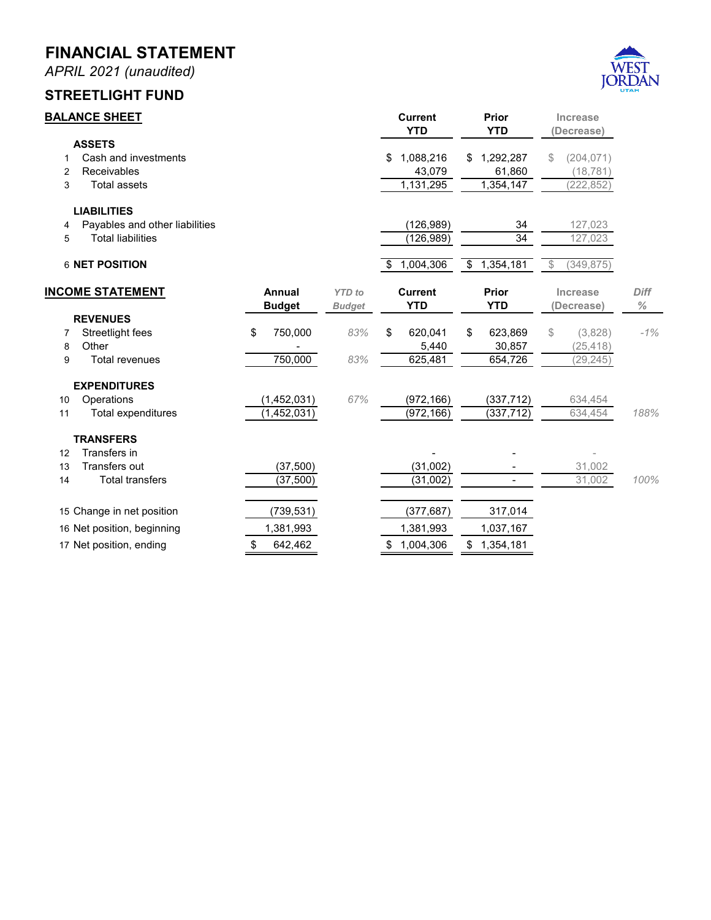# FINANCIAL STATEMENT

*APRIL 2021 (unaudited)*

## STREETLIGHT FUND

### BALANCE SHEET

| | | Current YTD | Prior YTD | Increase (Decrease) |
|---|---|---|---|---|
| | **ASSETS** | | | |
| 1 | Cash and investments | $ 1,088,216 | $ 1,292,287 | $ (204,071) |
| 2 | Receivables | 43,079 | 61,860 | (18,781) |
| 3 | Total assets | 1,131,295 | 1,354,147 | (222,852) |
| | **LIABILITIES** | | | |
| 4 | Payables and other liabilities | (126,989) | 34 | 127,023 |
| 5 | Total liabilities | (126,989) | 34 | 127,023 |
| 6 | **NET POSITION** | $ 1,004,306 | $ 1,354,181 | $ (349,875) |

### INCOME STATEMENT

| | | Annual Budget | *YTD to Budget* | Current YTD | Prior YTD | Increase (Decrease) | *Diff %* |
|---|---|---|---|---|---|---|---|
| | **REVENUES** | | | | | | |
| 7 | Streetlight fees | $ 750,000 | *83%* | $ 620,041 | $ 623,869 | $ (3,828) | *-1%* |
| 8 | Other | - | | 5,440 | 30,857 | (25,418) | |
| 9 | Total revenues | 750,000 | *83%* | 625,481 | 654,726 | (29,245) | |
| | **EXPENDITURES** | | | | | | |
| 10 | Operations | (1,452,031) | *67%* | (972,166) | (337,712) | 634,454 | |
| 11 | Total expenditures | (1,452,031) | | (972,166) | (337,712) | 634,454 | *188%* |
| | **TRANSFERS** | | | | | | |
| 12 | Transfers in | | | - | - | - | |
| 13 | Transfers out | (37,500) | | (31,002) | - | 31,002 | |
| 14 | Total transfers | (37,500) | | (31,002) | - | 31,002 | *100%* |
| 15 | Change in net position | (739,531) | | (377,687) | 317,014 | | |
| 16 | Net position, beginning | 1,381,993 | | 1,381,993 | 1,037,167 | | |
| 17 | Net position, ending | $ 642,462 | | $ 1,004,306 | $ 1,354,181 | | |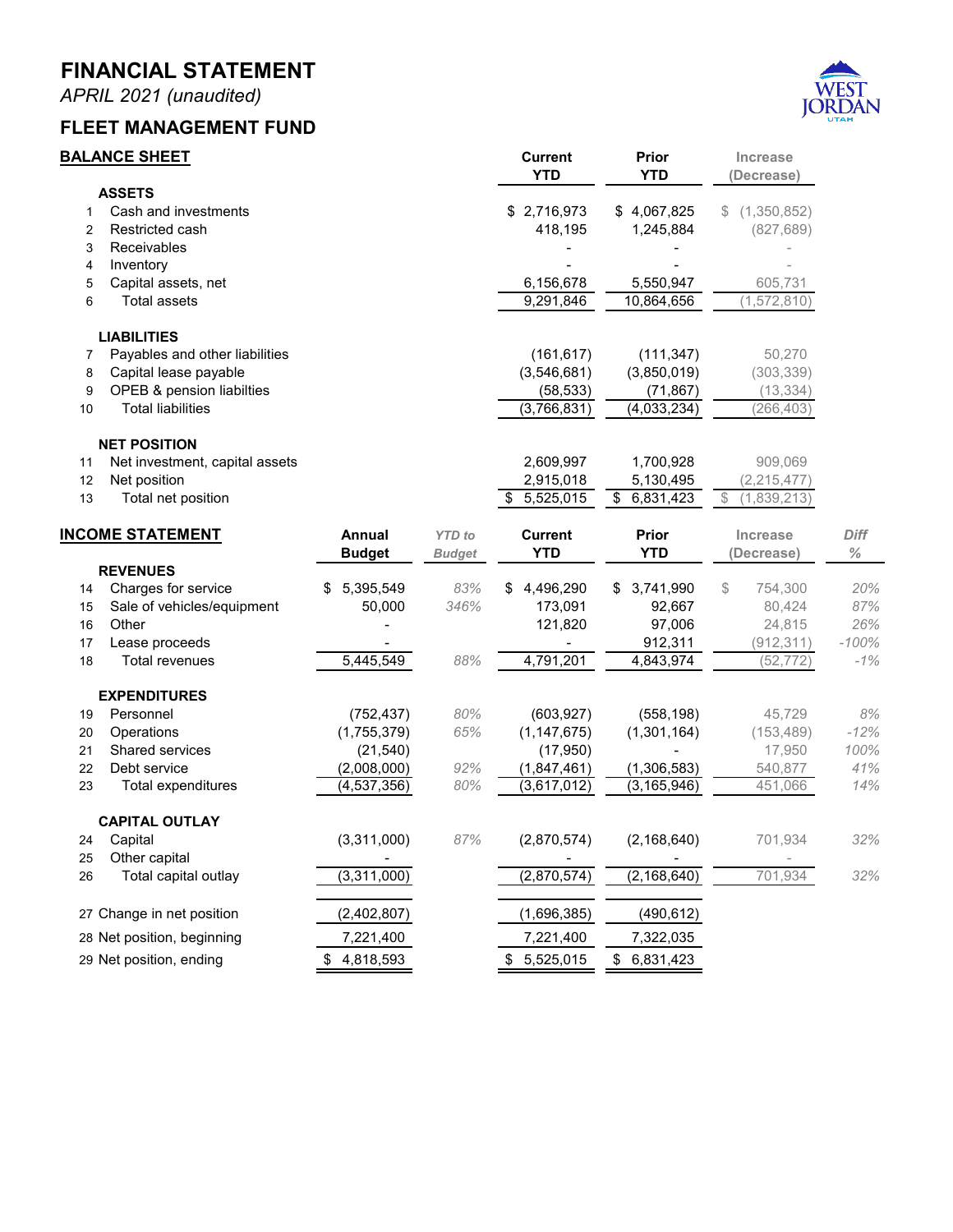# FINANCIAL STATEMENT

*APRIL 2021 (unaudited)*

## FLEET MANAGEMENT FUND

### BALANCE SHEET

| | | Current YTD | Prior YTD | Increase (Decrease) |
|---|---|---|---|---|
| | **ASSETS** | | | |
| 1 | Cash and investments | $ 2,716,973 | $ 4,067,825 | $ (1,350,852) |
| 2 | Restricted cash | 418,195 | 1,245,884 | (827,689) |
| 3 | Receivables | - | - | - |
| 4 | Inventory | - | - | - |
| 5 | Capital assets, net | 6,156,678 | 5,550,947 | 605,731 |
| 6 | Total assets | 9,291,846 | 10,864,656 | (1,572,810) |
| | **LIABILITIES** | | | |
| 7 | Payables and other liabilities | (161,617) | (111,347) | 50,270 |
| 8 | Capital lease payable | (3,546,681) | (3,850,019) | (303,339) |
| 9 | OPEB & pension liabilties | (58,533) | (71,867) | (13,334) |
| 10 | Total liabilities | (3,766,831) | (4,033,234) | (266,403) |
| | **NET POSITION** | | | |
| 11 | Net investment, capital assets | 2,609,997 | 1,700,928 | 909,069 |
| 12 | Net position | 2,915,018 | 5,130,495 | (2,215,477) |
| 13 | Total net position | $ 5,525,015 | $ 6,831,423 | $ (1,839,213) |

### INCOME STATEMENT

| | | Annual Budget | *YTD to Budget* | Current YTD | Prior YTD | Increase (Decrease) | *Diff %* |
|---|---|---|---|---|---|---|---|
| | **REVENUES** | | | | | | |
| 14 | Charges for service | $ 5,395,549 | *83%* | $ 4,496,290 | $ 3,741,990 | $ 754,300 | *20%* |
| 15 | Sale of vehicles/equipment | 50,000 | *346%* | 173,091 | 92,667 | 80,424 | *87%* |
| 16 | Other | - | | 121,820 | 97,006 | 24,815 | *26%* |
| 17 | Lease proceeds | - | | - | 912,311 | (912,311) | *-100%* |
| 18 | Total revenues | 5,445,549 | *88%* | 4,791,201 | 4,843,974 | (52,772) | *-1%* |
| | **EXPENDITURES** | | | | | | |
| 19 | Personnel | (752,437) | *80%* | (603,927) | (558,198) | 45,729 | *8%* |
| 20 | Operations | (1,755,379) | *65%* | (1,147,675) | (1,301,164) | (153,489) | *-12%* |
| 21 | Shared services | (21,540) | | (17,950) | - | 17,950 | *100%* |
| 22 | Debt service | (2,008,000) | *92%* | (1,847,461) | (1,306,583) | 540,877 | *41%* |
| 23 | Total expenditures | (4,537,356) | *80%* | (3,617,012) | (3,165,946) | 451,066 | *14%* |
| | **CAPITAL OUTLAY** | | | | | | |
| 24 | Capital | (3,311,000) | *87%* | (2,870,574) | (2,168,640) | 701,934 | *32%* |
| 25 | Other capital | - | | - | - | - | |
| 26 | Total capital outlay | (3,311,000) | | (2,870,574) | (2,168,640) | 701,934 | *32%* |
| 27 | Change in net position | (2,402,807) | | (1,696,385) | (490,612) | | |
| 28 | Net position, beginning | 7,221,400 | | 7,221,400 | 7,322,035 | | |
| 29 | Net position, ending | $ 4,818,593 | | $ 5,525,015 | $ 6,831,423 | | |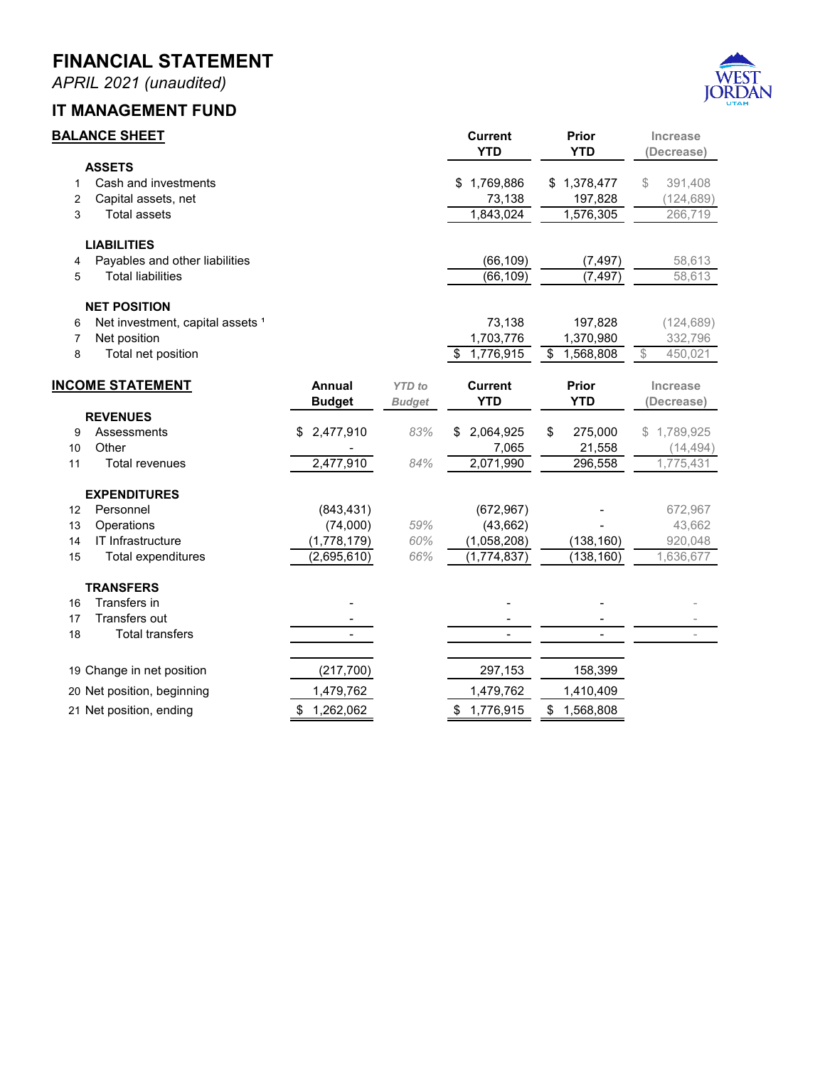# FINANCIAL STATEMENT

*APRIL 2021 (unaudited)*

## IT MANAGEMENT FUND

| **BALANCE SHEET** | | Current YTD | Prior YTD | Increase (Decrease) |
|---|---|---|---|---|
| | **ASSETS** | | | |
| 1 | Cash and investments | $ 1,769,886 | $ 1,378,477 | $ 391,408 |
| 2 | Capital assets, net | 73,138 | 197,828 | (124,689) |
| 3 | Total assets | 1,843,024 | 1,576,305 | 266,719 |
| | **LIABILITIES** | | | |
| 4 | Payables and other liabilities | (66,109) | (7,497) | 58,613 |
| 5 | Total liabilities | (66,109) | (7,497) | 58,613 |
| | **NET POSITION** | | | |
| 6 | Net investment, capital assets [1] | 73,138 | 197,828 | (124,689) |
| 7 | Net position | 1,703,776 | 1,370,980 | 332,796 |
| 8 | Total net position | $ 1,776,915 | $ 1,568,808 | $ 450,021 |

| **INCOME STATEMENT** | | Annual Budget | *YTD to Budget* | Current YTD | Prior YTD | Increase (Decrease) |
|---|---|---|---|---|---|---|
| | **REVENUES** | | | | | |
| 9 | Assessments | $ 2,477,910 | *83%* | $ 2,064,925 | $ 275,000 | $ 1,789,925 |
| 10 | Other | - | | 7,065 | 21,558 | (14,494) |
| 11 | Total revenues | 2,477,910 | *84%* | 2,071,990 | 296,558 | 1,775,431 |
| | **EXPENDITURES** | | | | | |
| 12 | Personnel | (843,431) | | (672,967) | - | 672,967 |
| 13 | Operations | (74,000) | *59%* | (43,662) | - | 43,662 |
| 14 | IT Infrastructure | (1,778,179) | *60%* | (1,058,208) | (138,160) | 920,048 |
| 15 | Total expenditures | (2,695,610) | *66%* | (1,774,837) | (138,160) | 1,636,677 |
| | **TRANSFERS** | | | | | |
| 16 | Transfers in | - | | - | - | - |
| 17 | Transfers out | - | | - | - | - |
| 18 | Total transfers | - | | - | - | - |
| 19 | Change in net position | (217,700) | | 297,153 | 158,399 | |
| 20 | Net position, beginning | 1,479,762 | | 1,479,762 | 1,410,409 | |
| 21 | Net position, ending | $ 1,262,062 | | $ 1,776,915 | $ 1,568,808 | |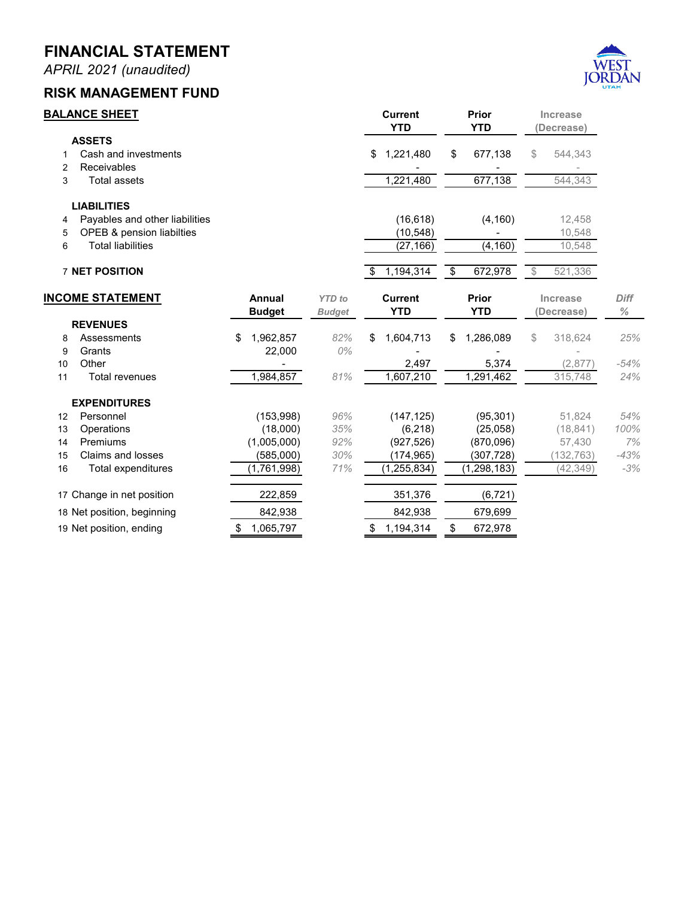# FINANCIAL STATEMENT

*APRIL 2021 (unaudited)*

## RISK MANAGEMENT FUND

| | **BALANCE SHEET** | Current YTD | Prior YTD | Increase (Decrease) |
|---|---|---|---|---|
| | **ASSETS** | | | |
| 1 | Cash and investments | $ 1,221,480 | $ 677,138 | $ 544,343 |
| 2 | Receivables | - | - | - |
| 3 | Total assets | 1,221,480 | 677,138 | 544,343 |
| | **LIABILITIES** | | | |
| 4 | Payables and other liabilities | (16,618) | (4,160) | 12,458 |
| 5 | OPEB & pension liabilties | (10,548) | - | 10,548 |
| 6 | Total liabilities | (27,166) | (4,160) | 10,548 |
| 7 | **NET POSITION** | $ 1,194,314 | $ 672,978 | $ 521,336 |

| | **INCOME STATEMENT** | Annual Budget | *YTD to Budget* | Current YTD | Prior YTD | Increase (Decrease) | *Diff %* |
|---|---|---|---|---|---|---|---|
| | **REVENUES** | | | | | | |
| 8 | Assessments | $ 1,962,857 | *82%* | $ 1,604,713 | $ 1,286,089 | $ 318,624 | *25%* |
| 9 | Grants | 22,000 | *0%* | - | - | - | |
| 10 | Other | - | | 2,497 | 5,374 | (2,877) | *-54%* |
| 11 | Total revenues | 1,984,857 | *81%* | 1,607,210 | 1,291,462 | 315,748 | *24%* |
| | **EXPENDITURES** | | | | | | |
| 12 | Personnel | (153,998) | *96%* | (147,125) | (95,301) | 51,824 | *54%* |
| 13 | Operations | (18,000) | *35%* | (6,218) | (25,058) | (18,841) | *100%* |
| 14 | Premiums | (1,005,000) | *92%* | (927,526) | (870,096) | 57,430 | *7%* |
| 15 | Claims and losses | (585,000) | *30%* | (174,965) | (307,728) | (132,763) | *-43%* |
| 16 | Total expenditures | (1,761,998) | *71%* | (1,255,834) | (1,298,183) | (42,349) | *-3%* |
| 17 | Change in net position | 222,859 | | 351,376 | (6,721) | | |
| 18 | Net position, beginning | 842,938 | | 842,938 | 679,699 | | |
| 19 | Net position, ending | $ 1,065,797 | | $ 1,194,314 | $ 672,978 | | |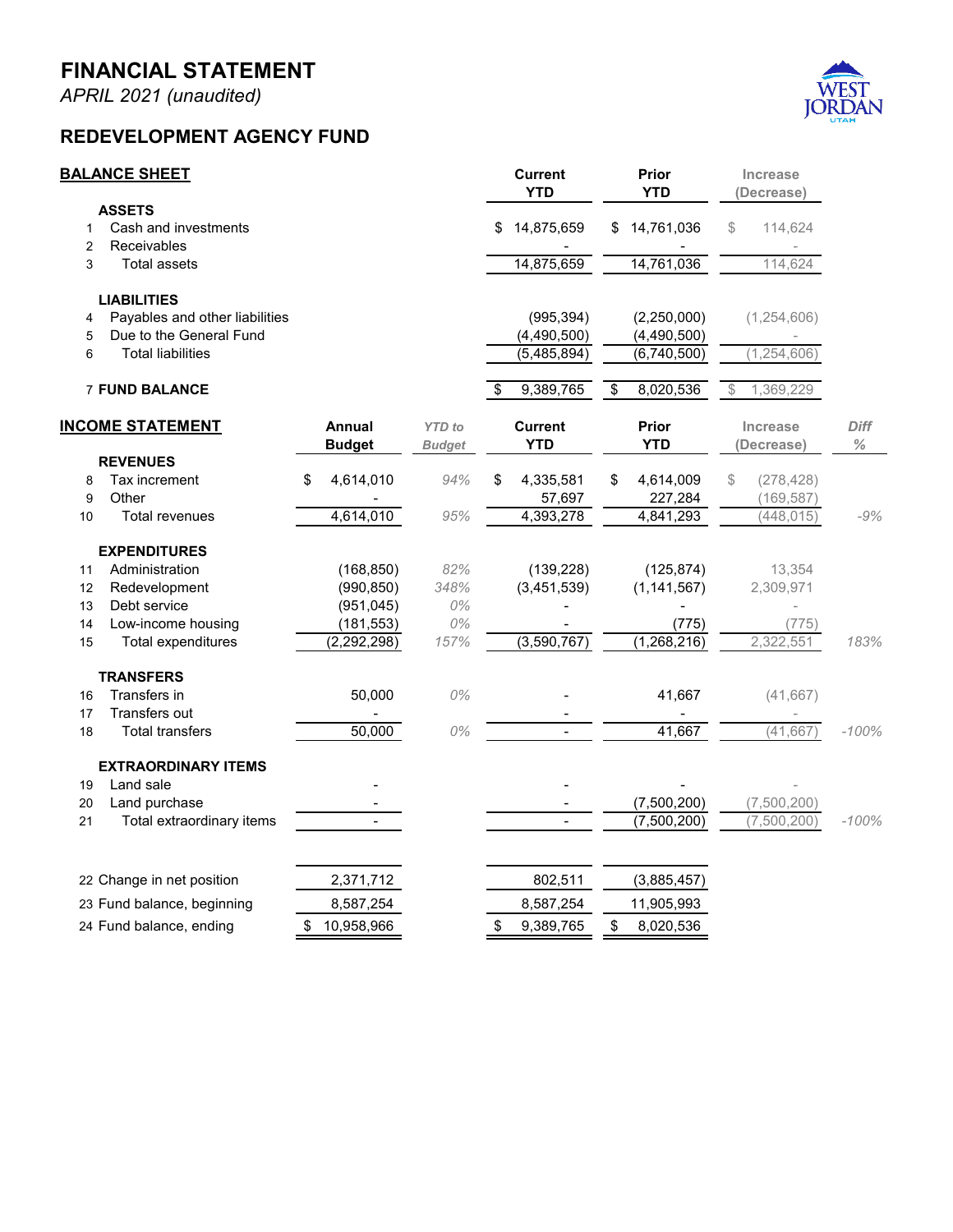# FINANCIAL STATEMENT

*APRIL 2021 (unaudited)*

## REDEVELOPMENT AGENCY FUND

| **BALANCE SHEET** | **Current YTD** | **Prior YTD** | **Increase (Decrease)** |
|---|---|---|---|
| **ASSETS** | | | |
| 1 Cash and investments | $ 14,875,659 | $ 14,761,036 | $ 114,624 |
| 2 Receivables | - | - | - |
| 3 Total assets | 14,875,659 | 14,761,036 | 114,624 |
| **LIABILITIES** | | | |
| 4 Payables and other liabilities | (995,394) | (2,250,000) | (1,254,606) |
| 5 Due to the General Fund | (4,490,500) | (4,490,500) | - |
| 6 Total liabilities | (5,485,894) | (6,740,500) | (1,254,606) |
| 7 **FUND BALANCE** | $ 9,389,765 | $ 8,020,536 | $ 1,369,229 |

| **INCOME STATEMENT** | **Annual Budget** | *YTD to Budget* | **Current YTD** | **Prior YTD** | **Increase (Decrease)** | *Diff %* |
|---|---|---|---|---|---|---|
| **REVENUES** | | | | | | |
| 8 Tax increment | $ 4,614,010 | *94%* | $ 4,335,581 | $ 4,614,009 | $ (278,428) | |
| 9 Other | - | | 57,697 | 227,284 | (169,587) | |
| 10 Total revenues | 4,614,010 | *95%* | 4,393,278 | 4,841,293 | (448,015) | *-9%* |
| **EXPENDITURES** | | | | | | |
| 11 Administration | (168,850) | *82%* | (139,228) | (125,874) | 13,354 | |
| 12 Redevelopment | (990,850) | *348%* | (3,451,539) | (1,141,567) | 2,309,971 | |
| 13 Debt service | (951,045) | *0%* | - | - | - | |
| 14 Low-income housing | (181,553) | *0%* | - | (775) | (775) | |
| 15 Total expenditures | (2,292,298) | *157%* | (3,590,767) | (1,268,216) | 2,322,551 | *183%* |
| **TRANSFERS** | | | | | | |
| 16 Transfers in | 50,000 | *0%* | - | 41,667 | (41,667) | |
| 17 Transfers out | - | | - | - | - | |
| 18 Total transfers | 50,000 | *0%* | - | 41,667 | (41,667) | *-100%* |
| **EXTRAORDINARY ITEMS** | | | | | | |
| 19 Land sale | - | | - | - | - | |
| 20 Land purchase | - | | - | (7,500,200) | (7,500,200) | |
| 21 Total extraordinary items | - | | - | (7,500,200) | (7,500,200) | *-100%* |
| 22 Change in net position | 2,371,712 | | 802,511 | (3,885,457) | | |
| 23 Fund balance, beginning | 8,587,254 | | 8,587,254 | 11,905,993 | | |
| 24 Fund balance, ending | $ 10,958,966 | | $ 9,389,765 | $ 8,020,536 | | |